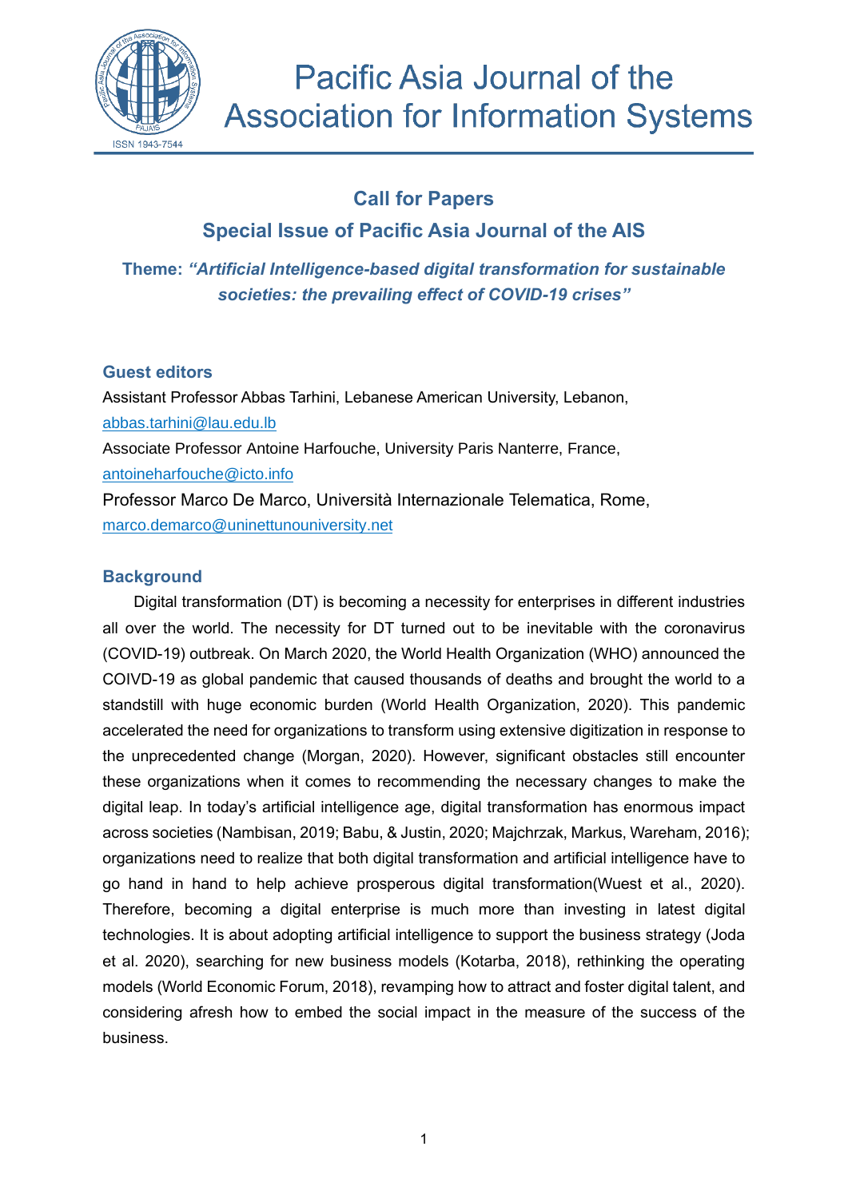# Pacific Asia Journal of the Association for Information Systems

ISSN 1943-7544

## Call for Papers

## Special Issue of Pacific Asia Journal of the AIS

### Theme: *"Artificial Intelligence-based digital transformation for sustainable societies: the prevailing effect of COVID-19 crises"*

### Guest editors

Assistant Professor Abbas Tarhini, Lebanese American University, Lebanon, abbas.tarhini@lau.edu.lb

Associate Professor Antoine Harfouche, University Paris Nanterre, France, antoineharfouche@icto.info

Professor Marco De Marco, Università Internazionale Telematica, Rome, marco.demarco@uninettunouniversity.net

### Background

Digital transformation (DT) is becoming a necessity for enterprises in different industries all over the world. The necessity for DT turned out to be inevitable with the coronavirus (COVID-19) outbreak. On March 2020, the World Health Organization (WHO) announced the COIVD-19 as global pandemic that caused thousands of deaths and brought the world to a standstill with huge economic burden (World Health Organization, 2020). This pandemic accelerated the need for organizations to transform using extensive digitization in response to the unprecedented change (Morgan, 2020). However, significant obstacles still encounter these organizations when it comes to recommending the necessary changes to make the digital leap. In today's artificial intelligence age, digital transformation has enormous impact across societies (Nambisan, 2019; Babu, & Justin, 2020; Majchrzak, Markus, Wareham, 2016); organizations need to realize that both digital transformation and artificial intelligence have to go hand in hand to help achieve prosperous digital transformation(Wuest et al., 2020). Therefore, becoming a digital enterprise is much more than investing in latest digital technologies. It is about adopting artificial intelligence to support the business strategy (Joda et al. 2020), searching for new business models (Kotarba, 2018), rethinking the operating models (World Economic Forum, 2018), revamping how to attract and foster digital talent, and considering afresh how to embed the social impact in the measure of the success of the business.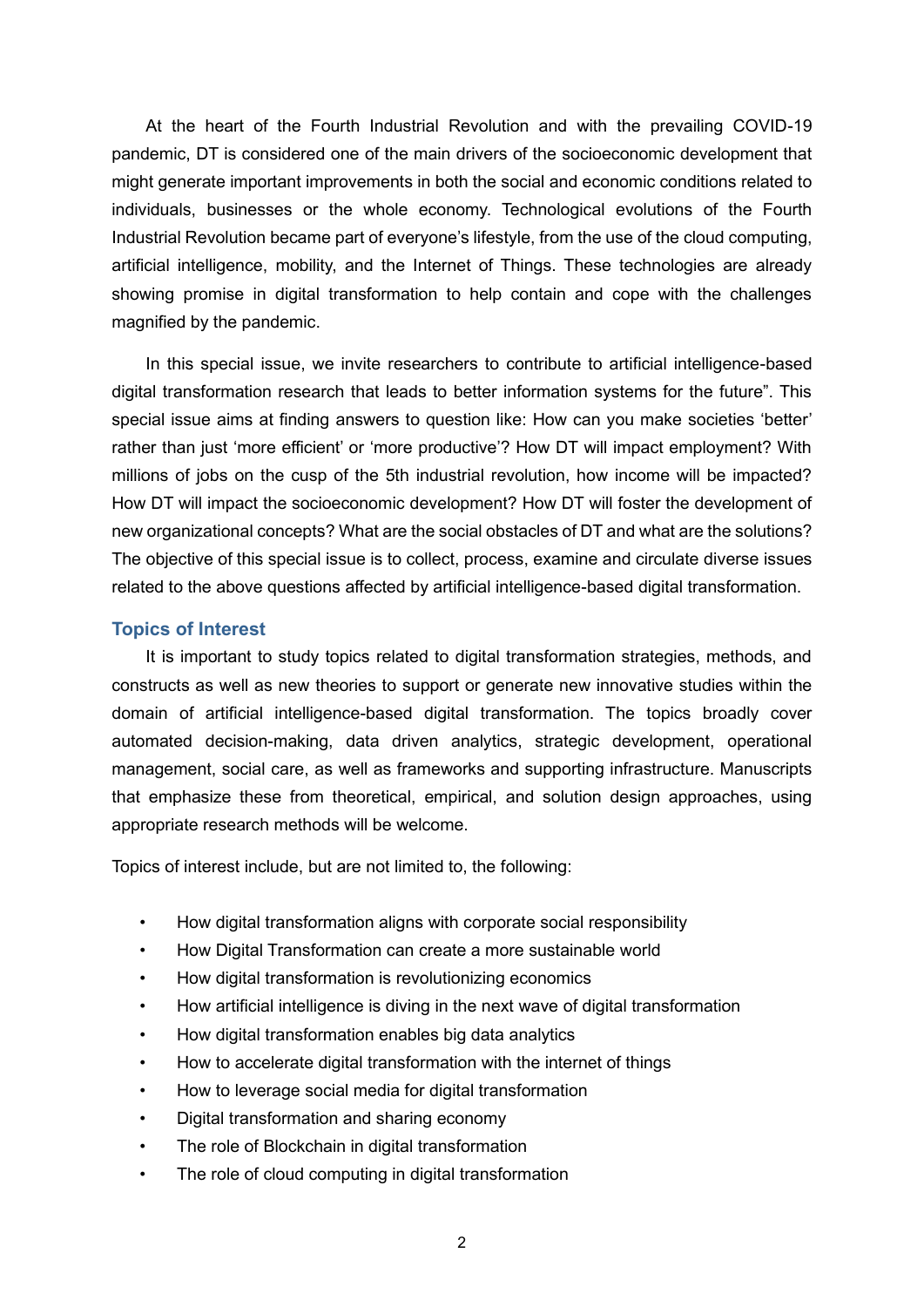At the heart of the Fourth Industrial Revolution and with the prevailing COVID-19 pandemic, DT is considered one of the main drivers of the socioeconomic development that might generate important improvements in both the social and economic conditions related to individuals, businesses or the whole economy. Technological evolutions of the Fourth Industrial Revolution became part of everyone's lifestyle, from the use of the cloud computing, artificial intelligence, mobility, and the Internet of Things. These technologies are already showing promise in digital transformation to help contain and cope with the challenges magnified by the pandemic.

In this special issue, we invite researchers to contribute to artificial intelligence-based digital transformation research that leads to better information systems for the future". This special issue aims at finding answers to question like: How can you make societies 'better' rather than just 'more efficient' or 'more productive'? How DT will impact employment? With millions of jobs on the cusp of the 5th industrial revolution, how income will be impacted? How DT will impact the socioeconomic development? How DT will foster the development of new organizational concepts? What are the social obstacles of DT and what are the solutions? The objective of this special issue is to collect, process, examine and circulate diverse issues related to the above questions affected by artificial intelligence-based digital transformation.

## Topics of Interest

It is important to study topics related to digital transformation strategies, methods, and constructs as well as new theories to support or generate new innovative studies within the domain of artificial intelligence-based digital transformation. The topics broadly cover automated decision-making, data driven analytics, strategic development, operational management, social care, as well as frameworks and supporting infrastructure. Manuscripts that emphasize these from theoretical, empirical, and solution design approaches, using appropriate research methods will be welcome.

Topics of interest include, but are not limited to, the following:

- How digital transformation aligns with corporate social responsibility
- How Digital Transformation can create a more sustainable world
- How digital transformation is revolutionizing economics
- How artificial intelligence is diving in the next wave of digital transformation
- How digital transformation enables big data analytics
- How to accelerate digital transformation with the internet of things
- How to leverage social media for digital transformation
- Digital transformation and sharing economy
- The role of Blockchain in digital transformation
- The role of cloud computing in digital transformation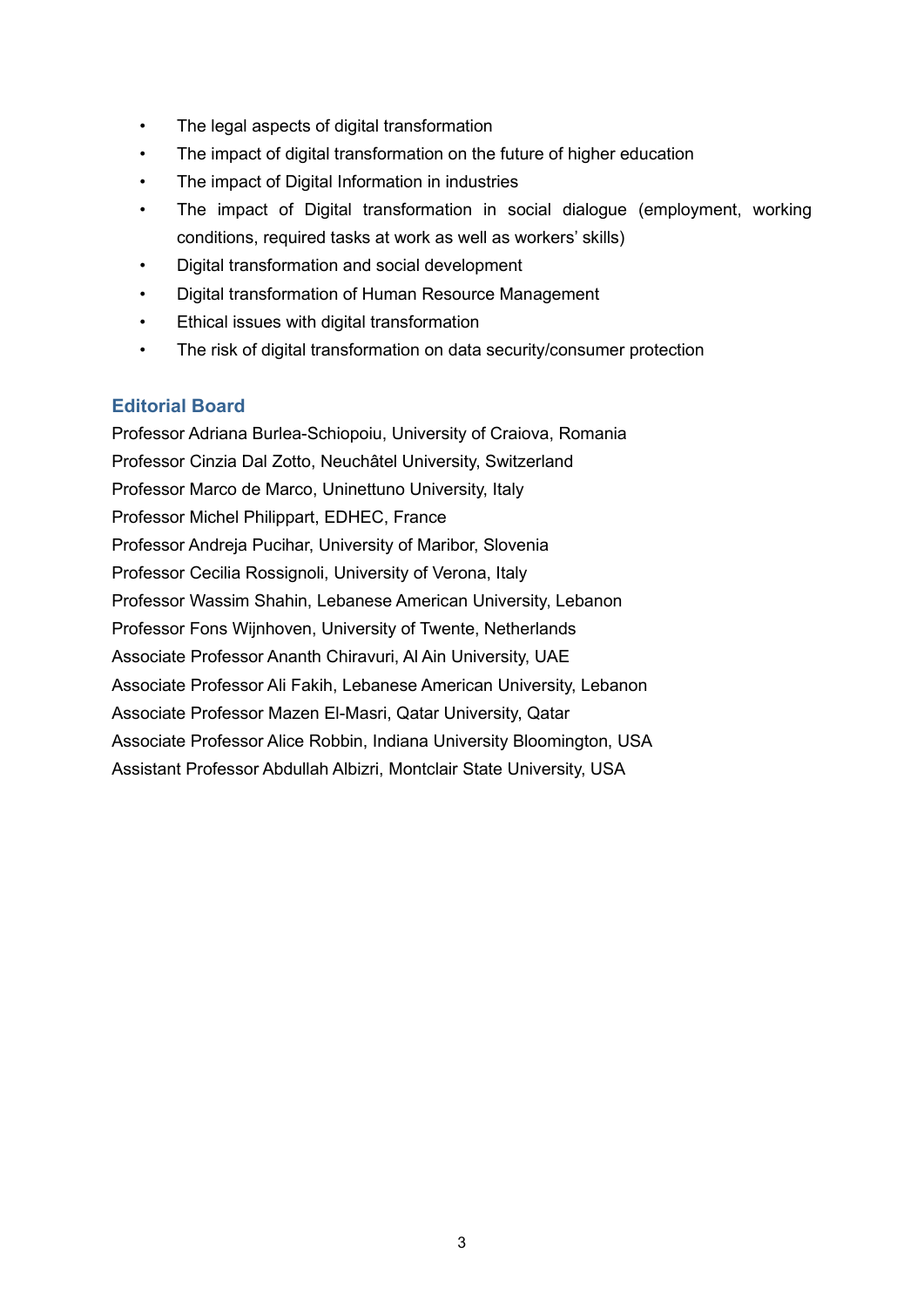- The legal aspects of digital transformation
- The impact of digital transformation on the future of higher education
- The impact of Digital Information in industries
- The impact of Digital transformation in social dialogue (employment, working conditions, required tasks at work as well as workers' skills)
- Digital transformation and social development
- Digital transformation of Human Resource Management
- Ethical issues with digital transformation
- The risk of digital transformation on data security/consumer protection

## Editorial Board

Professor Adriana Burlea-Schiopoiu, University of Craiova, Romania
Professor Cinzia Dal Zotto, Neuchâtel University, Switzerland
Professor Marco de Marco, Uninettuno University, Italy
Professor Michel Philippart, EDHEC, France
Professor Andreja Pucihar, University of Maribor, Slovenia
Professor Cecilia Rossignoli, University of Verona, Italy
Professor Wassim Shahin, Lebanese American University, Lebanon
Professor Fons Wijnhoven, University of Twente, Netherlands
Associate Professor Ananth Chiravuri, Al Ain University, UAE
Associate Professor Ali Fakih, Lebanese American University, Lebanon
Associate Professor Mazen El-Masri, Qatar University, Qatar
Associate Professor Alice Robbin, Indiana University Bloomington, USA
Assistant Professor Abdullah Albizri, Montclair State University, USA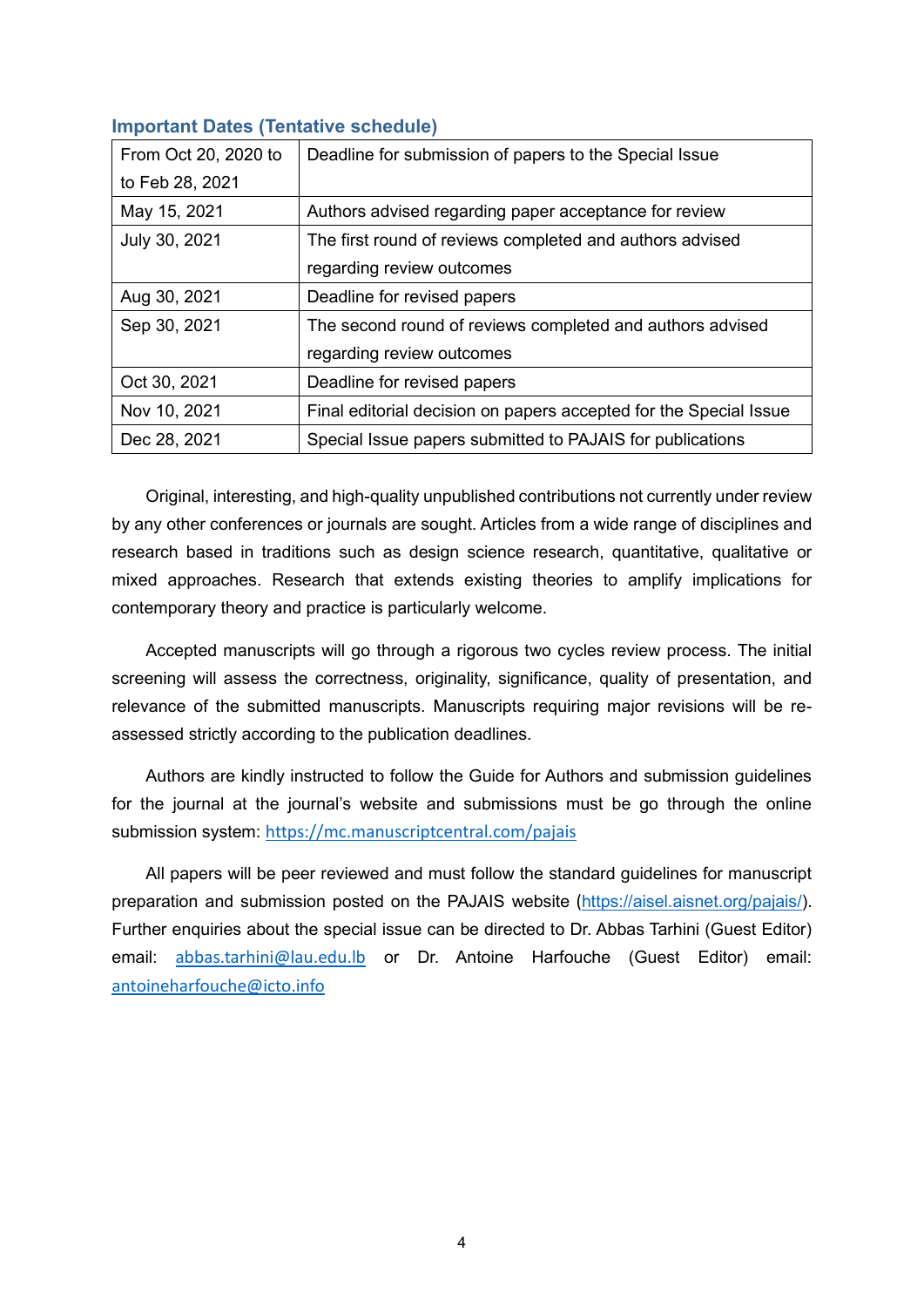### Important Dates (Tentative schedule)

| | |
|---|---|
| From Oct 20, 2020 to to Feb 28, 2021 | Deadline for submission of papers to the Special Issue |
| May 15, 2021 | Authors advised regarding paper acceptance for review |
| July 30, 2021 | The first round of reviews completed and authors advised regarding review outcomes |
| Aug 30, 2021 | Deadline for revised papers |
| Sep 30, 2021 | The second round of reviews completed and authors advised regarding review outcomes |
| Oct 30, 2021 | Deadline for revised papers |
| Nov 10, 2021 | Final editorial decision on papers accepted for the Special Issue |
| Dec 28, 2021 | Special Issue papers submitted to PAJAIS for publications |

Original, interesting, and high-quality unpublished contributions not currently under review by any other conferences or journals are sought. Articles from a wide range of disciplines and research based in traditions such as design science research, quantitative, qualitative or mixed approaches. Research that extends existing theories to amplify implications for contemporary theory and practice is particularly welcome.

Accepted manuscripts will go through a rigorous two cycles review process. The initial screening will assess the correctness, originality, significance, quality of presentation, and relevance of the submitted manuscripts. Manuscripts requiring major revisions will be re-assessed strictly according to the publication deadlines.

Authors are kindly instructed to follow the Guide for Authors and submission guidelines for the journal at the journal's website and submissions must be go through the online submission system: https://mc.manuscriptcentral.com/pajais

All papers will be peer reviewed and must follow the standard guidelines for manuscript preparation and submission posted on the PAJAIS website (https://aisel.aisnet.org/pajais/). Further enquiries about the special issue can be directed to Dr. Abbas Tarhini (Guest Editor) email: abbas.tarhini@lau.edu.lb or Dr. Antoine Harfouche (Guest Editor) email: antoineharfouche@icto.info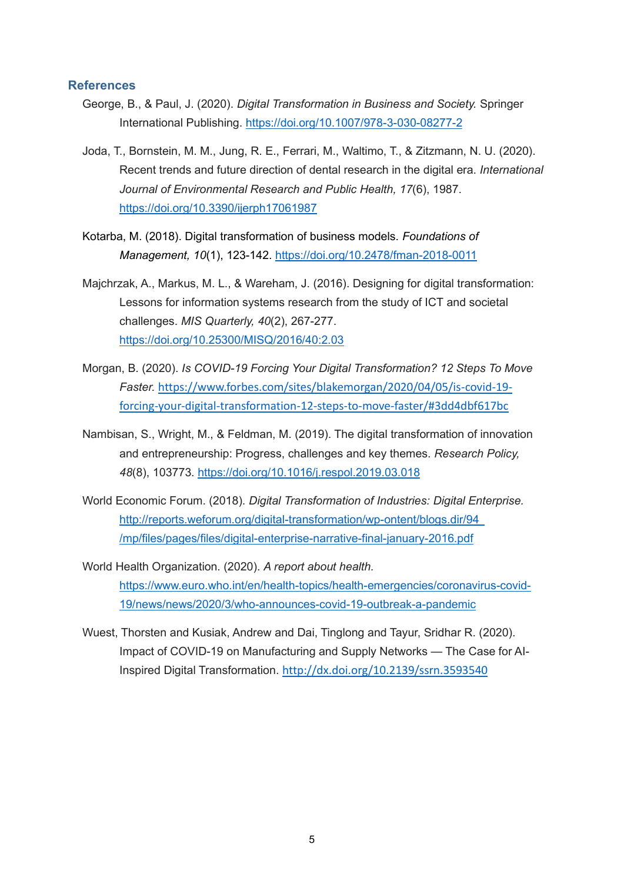## References

George, B., & Paul, J. (2020). *Digital Transformation in Business and Society.* Springer International Publishing. https://doi.org/10.1007/978-3-030-08277-2

Joda, T., Bornstein, M. M., Jung, R. E., Ferrari, M., Waltimo, T., & Zitzmann, N. U. (2020). Recent trends and future direction of dental research in the digital era. *International Journal of Environmental Research and Public Health, 17*(6), 1987. https://doi.org/10.3390/ijerph17061987

Kotarba, M. (2018). Digital transformation of business models. *Foundations of Management, 10*(1), 123-142. https://doi.org/10.2478/fman-2018-0011

Majchrzak, A., Markus, M. L., & Wareham, J. (2016). Designing for digital transformation: Lessons for information systems research from the study of ICT and societal challenges. *MIS Quarterly, 40*(2), 267-277. https://doi.org/10.25300/MISQ/2016/40:2.03

Morgan, B. (2020). *Is COVID-19 Forcing Your Digital Transformation? 12 Steps To Move Faster.* https://www.forbes.com/sites/blakemorgan/2020/04/05/is-covid-19-forcing-your-digital-transformation-12-steps-to-move-faster/#3dd4dbf617bc

Nambisan, S., Wright, M., & Feldman, M. (2019). The digital transformation of innovation and entrepreneurship: Progress, challenges and key themes. *Research Policy, 48*(8), 103773. https://doi.org/10.1016/j.respol.2019.03.018

World Economic Forum. (2018). *Digital Transformation of Industries: Digital Enterprise.* http://reports.weforum.org/digital-transformation/wp-ontent/blogs.dir/94 /mp/files/pages/files/digital-enterprise-narrative-final-january-2016.pdf

World Health Organization. (2020). *A report about health.* https://www.euro.who.int/en/health-topics/health-emergencies/coronavirus-covid-19/news/news/2020/3/who-announces-covid-19-outbreak-a-pandemic

Wuest, Thorsten and Kusiak, Andrew and Dai, Tinglong and Tayur, Sridhar R. (2020). Impact of COVID-19 on Manufacturing and Supply Networks — The Case for AI-Inspired Digital Transformation. http://dx.doi.org/10.2139/ssrn.3593540